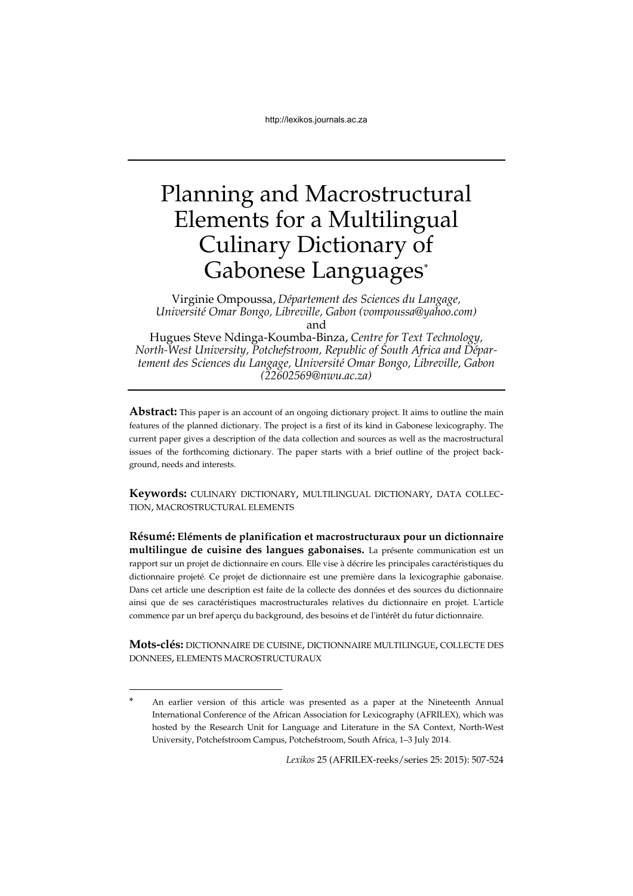# Planning and Macrostructural Elements for a Multilingual Culinary Dictionary of Gabonese Languages*

Virginie Ompoussa, *Département des Sciences du Langage, Université Omar Bongo, Libreville, Gabon (vompoussa@yahoo.com)*
and
Hugues Steve Ndinga-Koumba-Binza, *Centre for Text Technology, North-West University, Potchefstroom, Republic of South Africa and Département des Sciences du Langage, Université Omar Bongo, Libreville, Gabon (22602569@nwu.ac.za)*

**Abstract:** This paper is an account of an ongoing dictionary project. It aims to outline the main features of the planned dictionary. The project is a first of its kind in Gabonese lexicography. The current paper gives a description of the data collection and sources as well as the macrostructural issues of the forthcoming dictionary. The paper starts with a brief outline of the project background, needs and interests.

**Keywords:** CULINARY DICTIONARY, MULTILINGUAL DICTIONARY, DATA COLLECTION, MACROSTRUCTURAL ELEMENTS

**Résumé: Eléments de planification et macrostructuraux pour un dictionnaire multilingue de cuisine des langues gabonaises.** La présente communication est un rapport sur un projet de dictionnaire en cours. Elle vise à décrire les principales caractéristiques du dictionnaire projeté. Ce projet de dictionnaire est une première dans la lexicographie gabonaise. Dans cet article une description est faite de la collecte des données et des sources du dictionnaire ainsi que de ses caractéristiques macrostructurales relatives du dictionnaire en projet. L'article commence par un bref aperçu du background, des besoins et de l'intérêt du futur dictionnaire.

**Mots-clés:** DICTIONNAIRE DE CUISINE, DICTIONNAIRE MULTILINGUE, COLLECTE DES DONNEES, ELEMENTS MACROSTRUCTURAUX

---

\* An earlier version of this article was presented as a paper at the Nineteenth Annual International Conference of the African Association for Lexicography (AFRILEX), which was hosted by the Research Unit for Language and Literature in the SA Context, North-West University, Potchefstroom Campus, Potchefstroom, South Africa, 1–3 July 2014.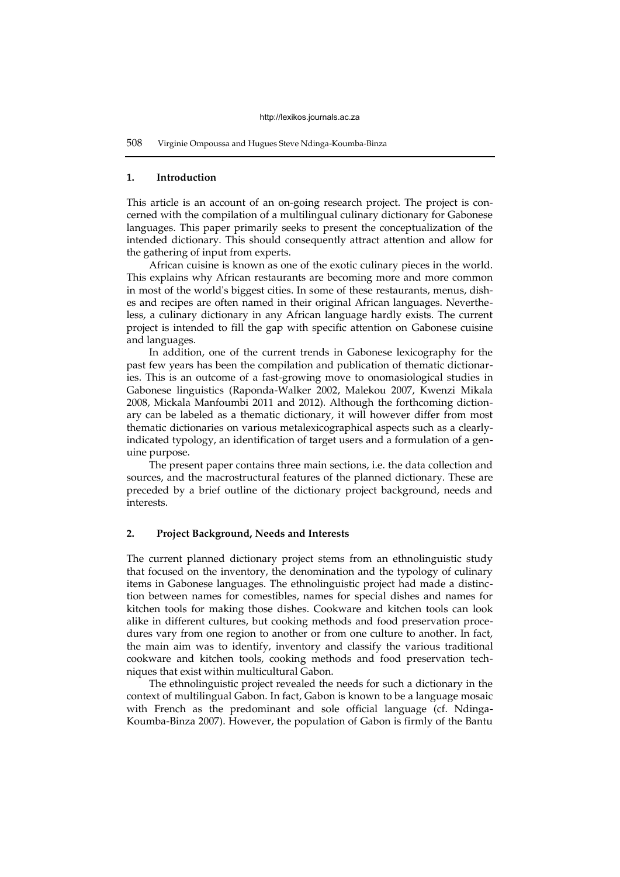## 1. Introduction

This article is an account of an on-going research project. The project is concerned with the compilation of a multilingual culinary dictionary for Gabonese languages. This paper primarily seeks to present the conceptualization of the intended dictionary. This should consequently attract attention and allow for the gathering of input from experts.

African cuisine is known as one of the exotic culinary pieces in the world. This explains why African restaurants are becoming more and more common in most of the world's biggest cities. In some of these restaurants, menus, dishes and recipes are often named in their original African languages. Nevertheless, a culinary dictionary in any African language hardly exists. The current project is intended to fill the gap with specific attention on Gabonese cuisine and languages.

In addition, one of the current trends in Gabonese lexicography for the past few years has been the compilation and publication of thematic dictionaries. This is an outcome of a fast-growing move to onomasiological studies in Gabonese linguistics (Raponda-Walker 2002, Malekou 2007, Kwenzi Mikala 2008, Mickala Manfoumbi 2011 and 2012). Although the forthcoming dictionary can be labeled as a thematic dictionary, it will however differ from most thematic dictionaries on various metalexicographical aspects such as a clearly-indicated typology, an identification of target users and a formulation of a genuine purpose.

The present paper contains three main sections, i.e. the data collection and sources, and the macrostructural features of the planned dictionary. These are preceded by a brief outline of the dictionary project background, needs and interests.

## 2. Project Background, Needs and Interests

The current planned dictionary project stems from an ethnolinguistic study that focused on the inventory, the denomination and the typology of culinary items in Gabonese languages. The ethnolinguistic project had made a distinction between names for comestibles, names for special dishes and names for kitchen tools for making those dishes. Cookware and kitchen tools can look alike in different cultures, but cooking methods and food preservation procedures vary from one region to another or from one culture to another. In fact, the main aim was to identify, inventory and classify the various traditional cookware and kitchen tools, cooking methods and food preservation techniques that exist within multicultural Gabon.

The ethnolinguistic project revealed the needs for such a dictionary in the context of multilingual Gabon. In fact, Gabon is known to be a language mosaic with French as the predominant and sole official language (cf. Ndinga-Koumba-Binza 2007). However, the population of Gabon is firmly of the Bantu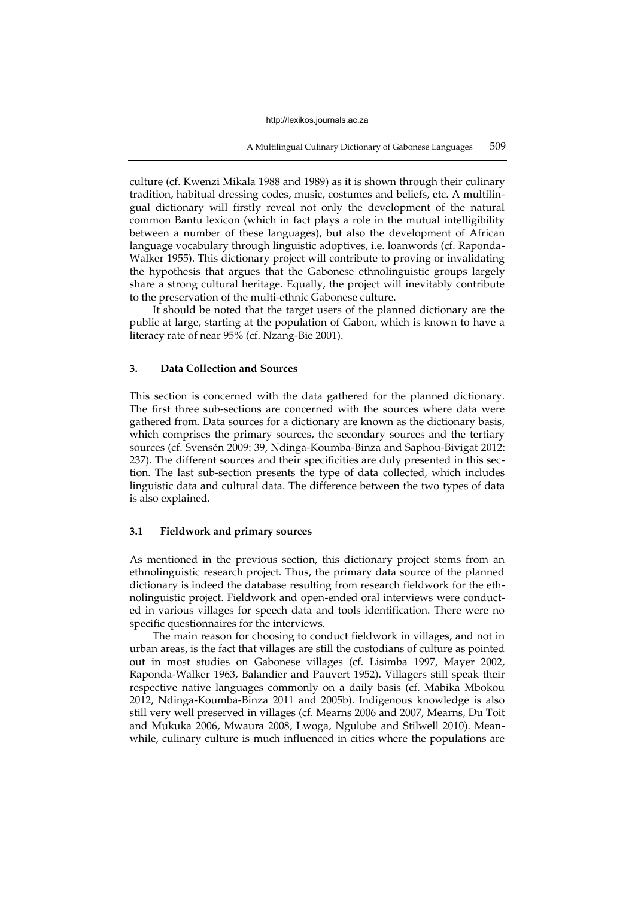culture (cf. Kwenzi Mikala 1988 and 1989) as it is shown through their culinary tradition, habitual dressing codes, music, costumes and beliefs, etc. A multilingual dictionary will firstly reveal not only the development of the natural common Bantu lexicon (which in fact plays a role in the mutual intelligibility between a number of these languages), but also the development of African language vocabulary through linguistic adoptives, i.e. loanwords (cf. Raponda-Walker 1955). This dictionary project will contribute to proving or invalidating the hypothesis that argues that the Gabonese ethnolinguistic groups largely share a strong cultural heritage. Equally, the project will inevitably contribute to the preservation of the multi-ethnic Gabonese culture.

It should be noted that the target users of the planned dictionary are the public at large, starting at the population of Gabon, which is known to have a literacy rate of near 95% (cf. Nzang-Bie 2001).

## 3. Data Collection and Sources

This section is concerned with the data gathered for the planned dictionary. The first three sub-sections are concerned with the sources where data were gathered from. Data sources for a dictionary are known as the dictionary basis, which comprises the primary sources, the secondary sources and the tertiary sources (cf. Svensén 2009: 39, Ndinga-Koumba-Binza and Saphou-Bivigat 2012: 237). The different sources and their specificities are duly presented in this section. The last sub-section presents the type of data collected, which includes linguistic data and cultural data. The difference between the two types of data is also explained.

### 3.1 Fieldwork and primary sources

As mentioned in the previous section, this dictionary project stems from an ethnolinguistic research project. Thus, the primary data source of the planned dictionary is indeed the database resulting from research fieldwork for the ethnolinguistic project. Fieldwork and open-ended oral interviews were conducted in various villages for speech data and tools identification. There were no specific questionnaires for the interviews.

The main reason for choosing to conduct fieldwork in villages, and not in urban areas, is the fact that villages are still the custodians of culture as pointed out in most studies on Gabonese villages (cf. Lisimba 1997, Mayer 2002, Raponda-Walker 1963, Balandier and Pauvert 1952). Villagers still speak their respective native languages commonly on a daily basis (cf. Mabika Mbokou 2012, Ndinga-Koumba-Binza 2011 and 2005b). Indigenous knowledge is also still very well preserved in villages (cf. Mearns 2006 and 2007, Mearns, Du Toit and Mukuka 2006, Mwaura 2008, Lwoga, Ngulube and Stilwell 2010). Meanwhile, culinary culture is much influenced in cities where the populations are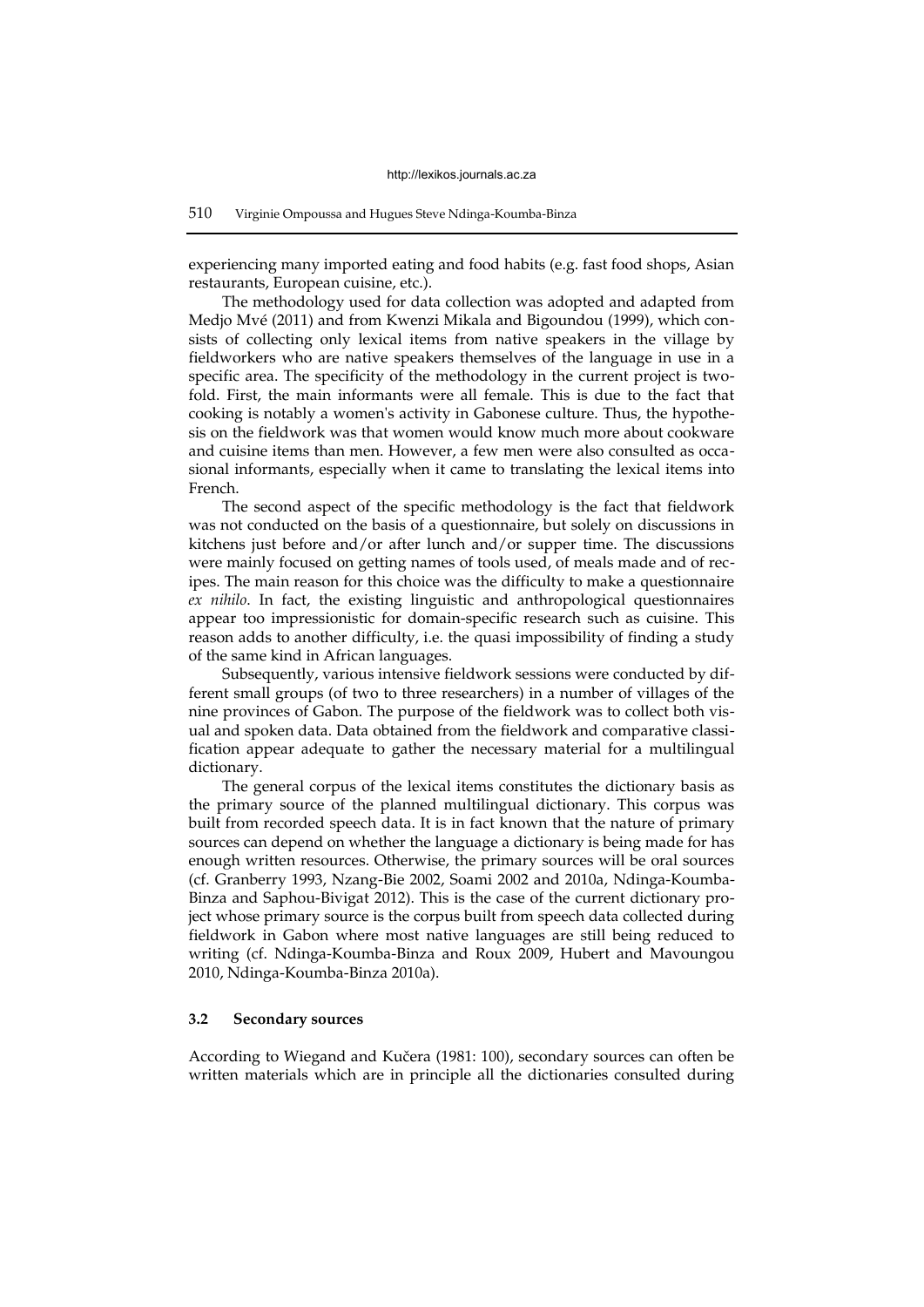experiencing many imported eating and food habits (e.g. fast food shops, Asian restaurants, European cuisine, etc.).

The methodology used for data collection was adopted and adapted from Medjo Mvé (2011) and from Kwenzi Mikala and Bigoundou (1999), which consists of collecting only lexical items from native speakers in the village by fieldworkers who are native speakers themselves of the language in use in a specific area. The specificity of the methodology in the current project is twofold. First, the main informants were all female. This is due to the fact that cooking is notably a women's activity in Gabonese culture. Thus, the hypothesis on the fieldwork was that women would know much more about cookware and cuisine items than men. However, a few men were also consulted as occasional informants, especially when it came to translating the lexical items into French.

The second aspect of the specific methodology is the fact that fieldwork was not conducted on the basis of a questionnaire, but solely on discussions in kitchens just before and/or after lunch and/or supper time. The discussions were mainly focused on getting names of tools used, of meals made and of recipes. The main reason for this choice was the difficulty to make a questionnaire *ex nihilo*. In fact, the existing linguistic and anthropological questionnaires appear too impressionistic for domain-specific research such as cuisine. This reason adds to another difficulty, i.e. the quasi impossibility of finding a study of the same kind in African languages.

Subsequently, various intensive fieldwork sessions were conducted by different small groups (of two to three researchers) in a number of villages of the nine provinces of Gabon. The purpose of the fieldwork was to collect both visual and spoken data. Data obtained from the fieldwork and comparative classification appear adequate to gather the necessary material for a multilingual dictionary.

The general corpus of the lexical items constitutes the dictionary basis as the primary source of the planned multilingual dictionary. This corpus was built from recorded speech data. It is in fact known that the nature of primary sources can depend on whether the language a dictionary is being made for has enough written resources. Otherwise, the primary sources will be oral sources (cf. Granberry 1993, Nzang-Bie 2002, Soami 2002 and 2010a, Ndinga-Koumba-Binza and Saphou-Bivigat 2012). This is the case of the current dictionary project whose primary source is the corpus built from speech data collected during fieldwork in Gabon where most native languages are still being reduced to writing (cf. Ndinga-Koumba-Binza and Roux 2009, Hubert and Mavoungou 2010, Ndinga-Koumba-Binza 2010a).

### 3.2 Secondary sources

According to Wiegand and Kučera (1981: 100), secondary sources can often be written materials which are in principle all the dictionaries consulted during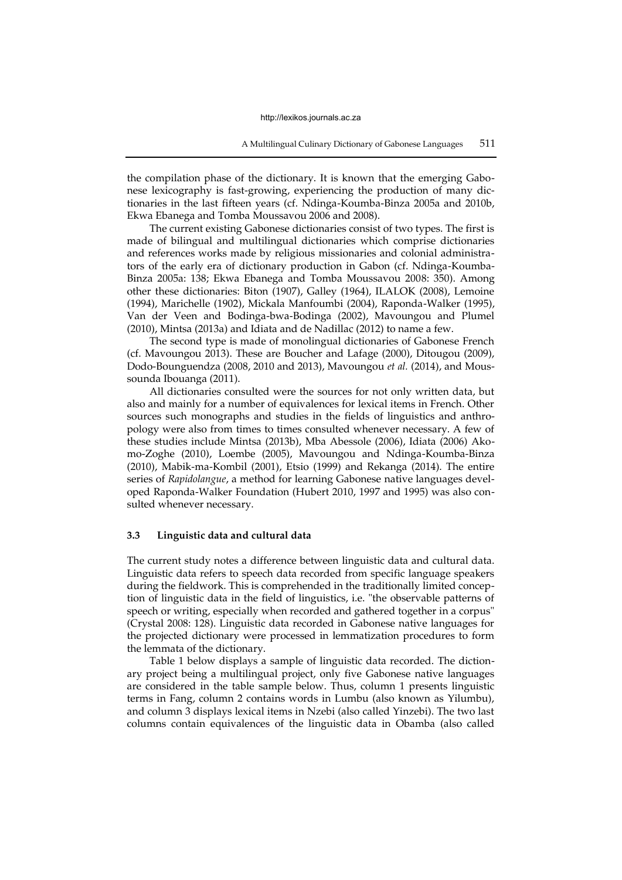the compilation phase of the dictionary. It is known that the emerging Gabonese lexicography is fast-growing, experiencing the production of many dictionaries in the last fifteen years (cf. Ndinga-Koumba-Binza 2005a and 2010b, Ekwa Ebanega and Tomba Moussavou 2006 and 2008).

The current existing Gabonese dictionaries consist of two types. The first is made of bilingual and multilingual dictionaries which comprise dictionaries and references works made by religious missionaries and colonial administrators of the early era of dictionary production in Gabon (cf. Ndinga-Koumba-Binza 2005a: 138; Ekwa Ebanega and Tomba Moussavou 2008: 350). Among other these dictionaries: Biton (1907), Galley (1964), ILALOK (2008), Lemoine (1994), Marichelle (1902), Mickala Manfoumbi (2004), Raponda-Walker (1995), Van der Veen and Bodinga-bwa-Bodinga (2002), Mavoungou and Plumel (2010), Mintsa (2013a) and Idiata and de Nadillac (2012) to name a few.

The second type is made of monolingual dictionaries of Gabonese French (cf. Mavoungou 2013). These are Boucher and Lafage (2000), Ditougou (2009), Dodo-Bounguendza (2008, 2010 and 2013), Mavoungou *et al.* (2014), and Moussounda Ibouanga (2011).

All dictionaries consulted were the sources for not only written data, but also and mainly for a number of equivalences for lexical items in French. Other sources such monographs and studies in the fields of linguistics and anthropology were also from times to times consulted whenever necessary. A few of these studies include Mintsa (2013b), Mba Abessole (2006), Idiata (2006) Akomo-Zoghe (2010), Loembe (2005), Mavoungou and Ndinga-Koumba-Binza (2010), Mabik-ma-Kombil (2001), Etsio (1999) and Rekanga (2014). The entire series of *Rapidolangue*, a method for learning Gabonese native languages developed Raponda-Walker Foundation (Hubert 2010, 1997 and 1995) was also consulted whenever necessary.

### 3.3 Linguistic data and cultural data

The current study notes a difference between linguistic data and cultural data. Linguistic data refers to speech data recorded from specific language speakers during the fieldwork. This is comprehended in the traditionally limited conception of linguistic data in the field of linguistics, i.e. "the observable patterns of speech or writing, especially when recorded and gathered together in a corpus" (Crystal 2008: 128). Linguistic data recorded in Gabonese native languages for the projected dictionary were processed in lemmatization procedures to form the lemmata of the dictionary.

Table 1 below displays a sample of linguistic data recorded. The dictionary project being a multilingual project, only five Gabonese native languages are considered in the table sample below. Thus, column 1 presents linguistic terms in Fang, column 2 contains words in Lumbu (also known as Yilumbu), and column 3 displays lexical items in Nzebi (also called Yinzebi). The two last columns contain equivalences of the linguistic data in Obamba (also called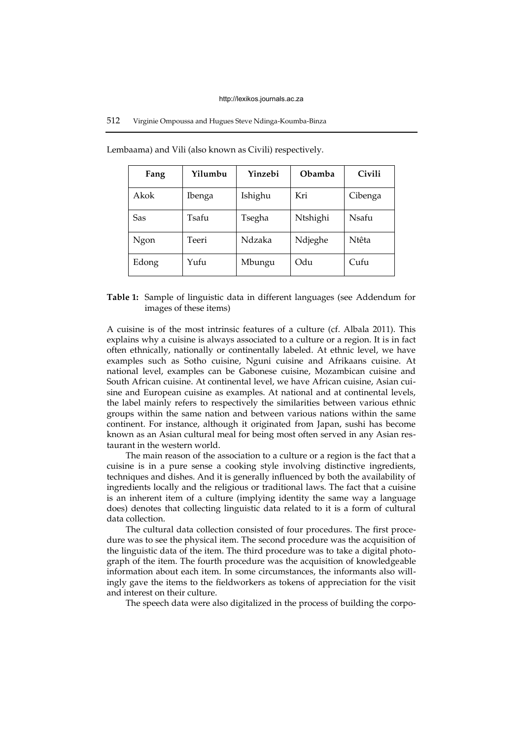Lembaama) and Vili (also known as Civili) respectively.

| Fang | Yilumbu | Yinzebi | Obamba | Civili |
|---|---|---|---|---|
| Akok | Ibenga | Ishighu | Kri | Cibenga |
| Sas | Tsafu | Tsegha | Ntshighi | Nsafu |
| Ngon | Teeri | Ndzaka | Ndjeghe | Ntêta |
| Edong | Yufu | Mbungu | Odu | Cufu |

**Table 1:** Sample of linguistic data in different languages (see Addendum for images of these items)

A cuisine is of the most intrinsic features of a culture (cf. Albala 2011). This explains why a cuisine is always associated to a culture or a region. It is in fact often ethnically, nationally or continentally labeled. At ethnic level, we have examples such as Sotho cuisine, Nguni cuisine and Afrikaans cuisine. At national level, examples can be Gabonese cuisine, Mozambican cuisine and South African cuisine. At continental level, we have African cuisine, Asian cuisine and European cuisine as examples. At national and at continental levels, the label mainly refers to respectively the similarities between various ethnic groups within the same nation and between various nations within the same continent. For instance, although it originated from Japan, sushi has become known as an Asian cultural meal for being most often served in any Asian restaurant in the western world.

The main reason of the association to a culture or a region is the fact that a cuisine is in a pure sense a cooking style involving distinctive ingredients, techniques and dishes. And it is generally influenced by both the availability of ingredients locally and the religious or traditional laws. The fact that a cuisine is an inherent item of a culture (implying identity the same way a language does) denotes that collecting linguistic data related to it is a form of cultural data collection.

The cultural data collection consisted of four procedures. The first procedure was to see the physical item. The second procedure was the acquisition of the linguistic data of the item. The third procedure was to take a digital photograph of the item. The fourth procedure was the acquisition of knowledgeable information about each item. In some circumstances, the informants also willingly gave the items to the fieldworkers as tokens of appreciation for the visit and interest on their culture.

The speech data were also digitalized in the process of building the corpo-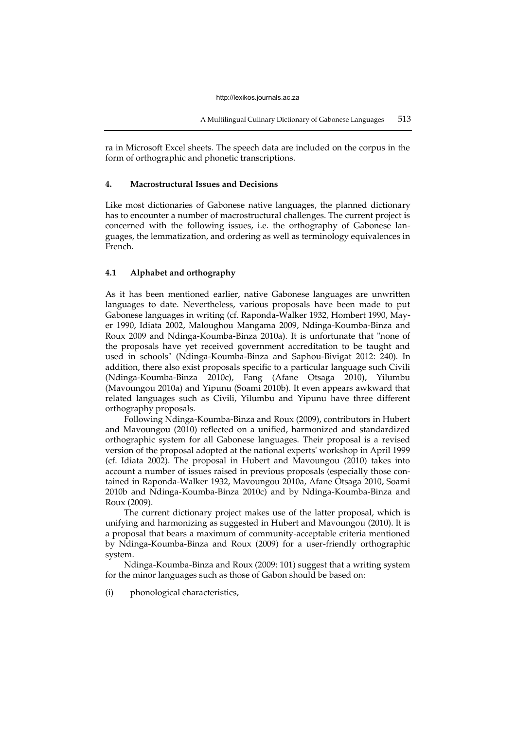ra in Microsoft Excel sheets. The speech data are included on the corpus in the form of orthographic and phonetic transcriptions.

## 4. Macrostructural Issues and Decisions

Like most dictionaries of Gabonese native languages, the planned dictionary has to encounter a number of macrostructural challenges. The current project is concerned with the following issues, i.e. the orthography of Gabonese languages, the lemmatization, and ordering as well as terminology equivalences in French.

### 4.1 Alphabet and orthography

As it has been mentioned earlier, native Gabonese languages are unwritten languages to date. Nevertheless, various proposals have been made to put Gabonese languages in writing (cf. Raponda-Walker 1932, Hombert 1990, Mayer 1990, Idiata 2002, Maloughou Mangama 2009, Ndinga-Koumba-Binza and Roux 2009 and Ndinga-Koumba-Binza 2010a). It is unfortunate that "none of the proposals have yet received government accreditation to be taught and used in schools" (Ndinga-Koumba-Binza and Saphou-Bivigat 2012: 240). In addition, there also exist proposals specific to a particular language such Civili (Ndinga-Koumba-Binza 2010c), Fang (Afane Otsaga 2010), Yilumbu (Mavoungou 2010a) and Yipunu (Soami 2010b). It even appears awkward that related languages such as Civili, Yilumbu and Yipunu have three different orthography proposals.

Following Ndinga-Koumba-Binza and Roux (2009), contributors in Hubert and Mavoungou (2010) reflected on a unified, harmonized and standardized orthographic system for all Gabonese languages. Their proposal is a revised version of the proposal adopted at the national experts' workshop in April 1999 (cf. Idiata 2002). The proposal in Hubert and Mavoungou (2010) takes into account a number of issues raised in previous proposals (especially those contained in Raponda-Walker 1932, Mavoungou 2010a, Afane Otsaga 2010, Soami 2010b and Ndinga-Koumba-Binza 2010c) and by Ndinga-Koumba-Binza and Roux (2009).

The current dictionary project makes use of the latter proposal, which is unifying and harmonizing as suggested in Hubert and Mavoungou (2010). It is a proposal that bears a maximum of community-acceptable criteria mentioned by Ndinga-Koumba-Binza and Roux (2009) for a user-friendly orthographic system.

Ndinga-Koumba-Binza and Roux (2009: 101) suggest that a writing system for the minor languages such as those of Gabon should be based on:

(i) phonological characteristics,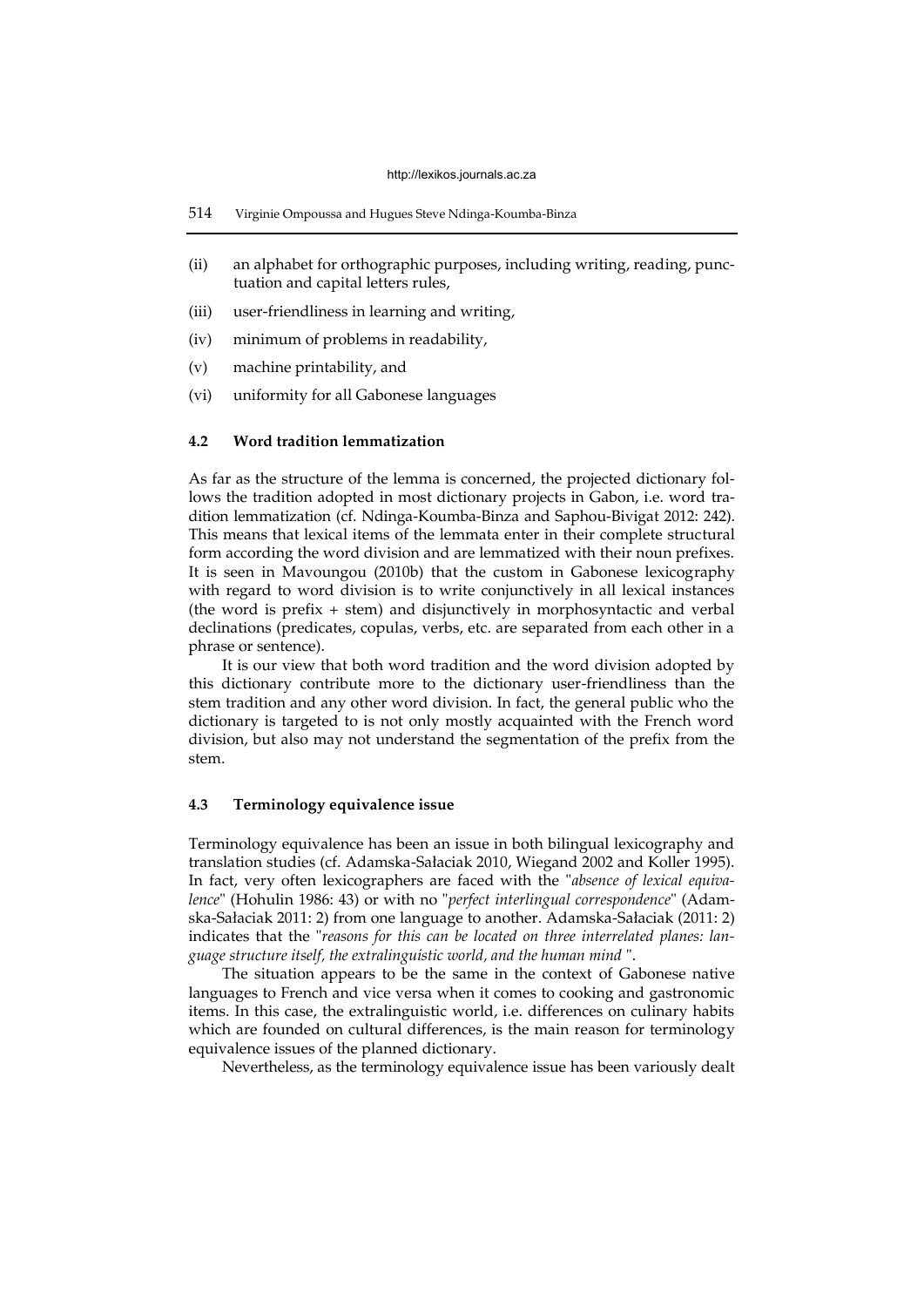(ii) an alphabet for orthographic purposes, including writing, reading, punctuation and capital letters rules,

(iii) user-friendliness in learning and writing,

(iv) minimum of problems in readability,

(v) machine printability, and

(vi) uniformity for all Gabonese languages

### 4.2 Word tradition lemmatization

As far as the structure of the lemma is concerned, the projected dictionary follows the tradition adopted in most dictionary projects in Gabon, i.e. word tradition lemmatization (cf. Ndinga-Koumba-Binza and Saphou-Bivigat 2012: 242). This means that lexical items of the lemmata enter in their complete structural form according the word division and are lemmatized with their noun prefixes. It is seen in Mavoungou (2010b) that the custom in Gabonese lexicography with regard to word division is to write conjunctively in all lexical instances (the word is prefix + stem) and disjunctively in morphosyntactic and verbal declinations (predicates, copulas, verbs, etc. are separated from each other in a phrase or sentence).

It is our view that both word tradition and the word division adopted by this dictionary contribute more to the dictionary user-friendliness than the stem tradition and any other word division. In fact, the general public who the dictionary is targeted to is not only mostly acquainted with the French word division, but also may not understand the segmentation of the prefix from the stem.

### 4.3 Terminology equivalence issue

Terminology equivalence has been an issue in both bilingual lexicography and translation studies (cf. Adamska-Sałaciak 2010, Wiegand 2002 and Koller 1995). In fact, very often lexicographers are faced with the "*absence of lexical equivalence*" (Hohulin 1986: 43) or with no "*perfect interlingual correspondence*" (Adamska-Sałaciak 2011: 2) from one language to another. Adamska-Sałaciak (2011: 2) indicates that the "*reasons for this can be located on three interrelated planes: language structure itself, the extralinguistic world, and the human mind* ".

The situation appears to be the same in the context of Gabonese native languages to French and vice versa when it comes to cooking and gastronomic items. In this case, the extralinguistic world, i.e. differences on culinary habits which are founded on cultural differences, is the main reason for terminology equivalence issues of the planned dictionary.

Nevertheless, as the terminology equivalence issue has been variously dealt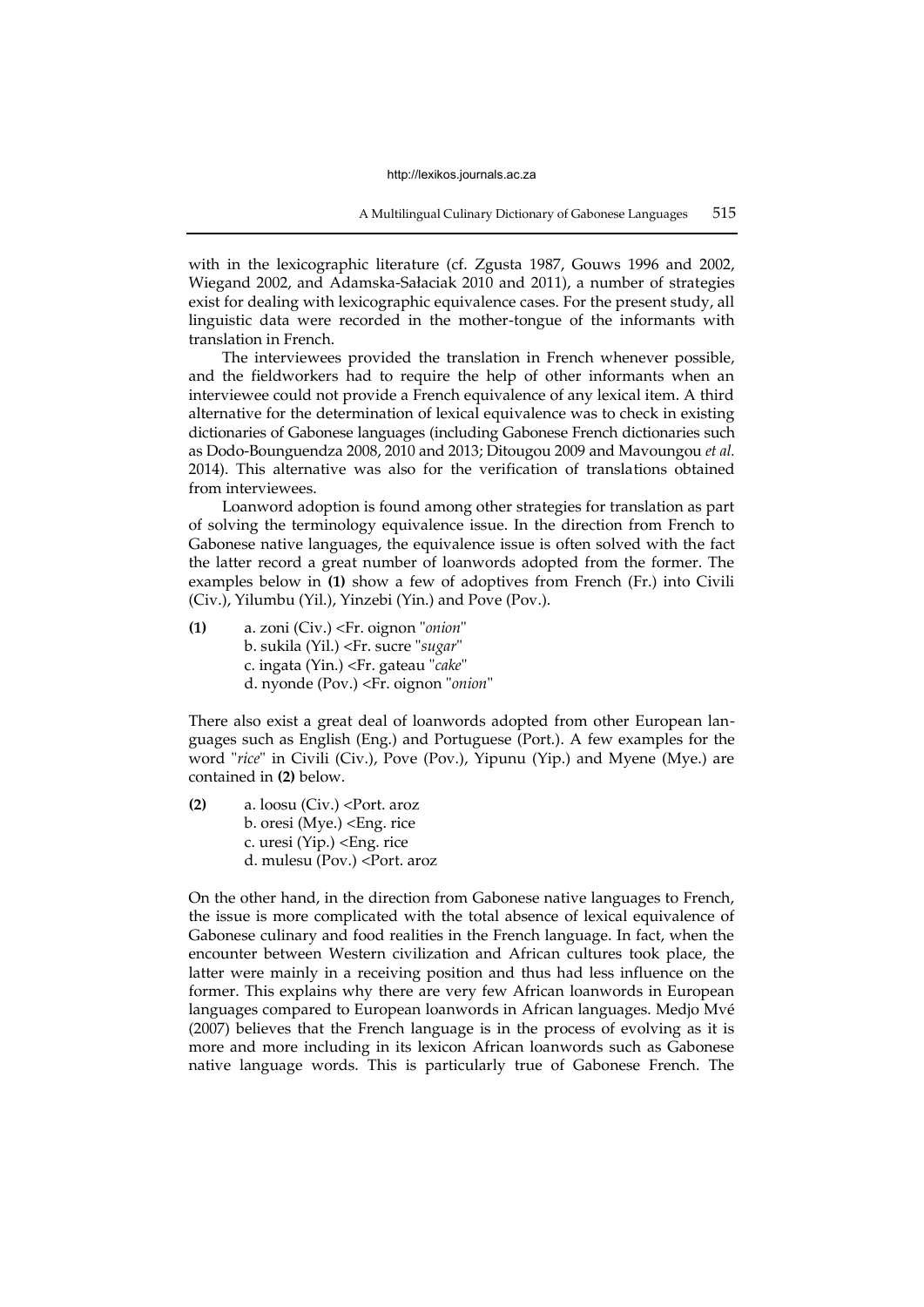with in the lexicographic literature (cf. Zgusta 1987, Gouws 1996 and 2002, Wiegand 2002, and Adamska-Sałaciak 2010 and 2011), a number of strategies exist for dealing with lexicographic equivalence cases. For the present study, all linguistic data were recorded in the mother-tongue of the informants with translation in French.

The interviewees provided the translation in French whenever possible, and the fieldworkers had to require the help of other informants when an interviewee could not provide a French equivalence of any lexical item. A third alternative for the determination of lexical equivalence was to check in existing dictionaries of Gabonese languages (including Gabonese French dictionaries such as Dodo-Bounguendza 2008, 2010 and 2013; Ditougou 2009 and Mavoungou *et al.* 2014). This alternative was also for the verification of translations obtained from interviewees.

Loanword adoption is found among other strategies for translation as part of solving the terminology equivalence issue. In the direction from French to Gabonese native languages, the equivalence issue is often solved with the fact the latter record a great number of loanwords adopted from the former. The examples below in **(1)** show a few of adoptives from French (Fr.) into Civili (Civ.), Yilumbu (Yil.), Yinzebi (Yin.) and Pove (Pov.).

**(1)** a. zoni (Civ.) <Fr. oignon "*onion*"
b. sukila (Yil.) <Fr. sucre "*sugar*"
c. ingata (Yin.) <Fr. gateau "*cake*"
d. nyonde (Pov.) <Fr. oignon "*onion*"

There also exist a great deal of loanwords adopted from other European languages such as English (Eng.) and Portuguese (Port.). A few examples for the word "*rice*" in Civili (Civ.), Pove (Pov.), Yipunu (Yip.) and Myene (Mye.) are contained in **(2)** below.

**(2)** a. loosu (Civ.) <Port. aroz
b. oresi (Mye.) <Eng. rice
c. uresi (Yip.) <Eng. rice
d. mulesu (Pov.) <Port. aroz

On the other hand, in the direction from Gabonese native languages to French, the issue is more complicated with the total absence of lexical equivalence of Gabonese culinary and food realities in the French language. In fact, when the encounter between Western civilization and African cultures took place, the latter were mainly in a receiving position and thus had less influence on the former. This explains why there are very few African loanwords in European languages compared to European loanwords in African languages. Medjo Mvé (2007) believes that the French language is in the process of evolving as it is more and more including in its lexicon African loanwords such as Gabonese native language words. This is particularly true of Gabonese French. The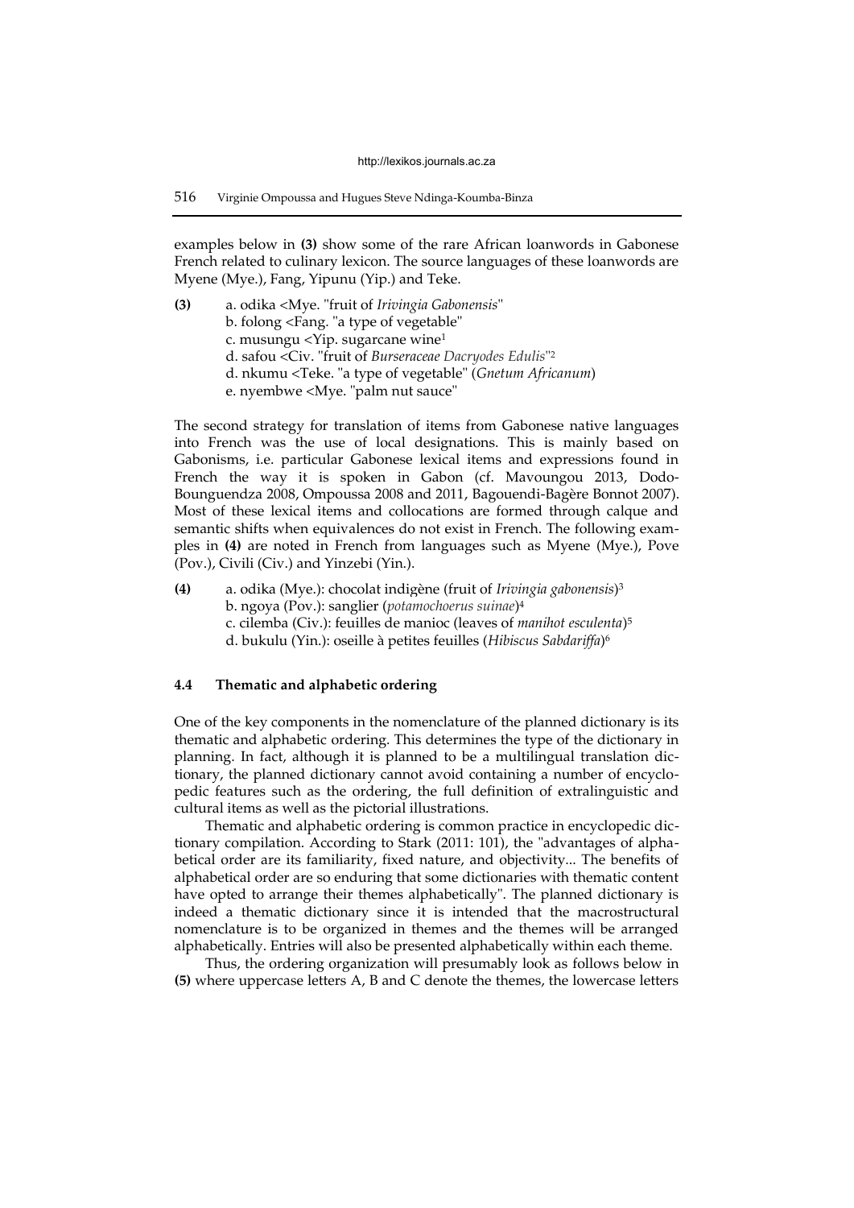examples below in **(3)** show some of the rare African loanwords in Gabonese French related to culinary lexicon. The source languages of these loanwords are Myene (Mye.), Fang, Yipunu (Yip.) and Teke.

**(3)** a. odika <Mye. "fruit of *Irivingia Gabonensis*"
b. folong <Fang. "a type of vegetable"
c. musungu <Yip. sugarcane wine[1]
d. safou <Civ. "fruit of *Burseraceae Dacryodes Edulis*"[2]
d. nkumu <Teke. "a type of vegetable" (*Gnetum Africanum*)
e. nyembwe <Mye. "palm nut sauce"

The second strategy for translation of items from Gabonese native languages into French was the use of local designations. This is mainly based on Gabonisms, i.e. particular Gabonese lexical items and expressions found in French the way it is spoken in Gabon (cf. Mavoungou 2013, Dodo-Bounguendza 2008, Ompoussa 2008 and 2011, Bagouendi-Bagère Bonnot 2007). Most of these lexical items and collocations are formed through calque and semantic shifts when equivalences do not exist in French. The following examples in **(4)** are noted in French from languages such as Myene (Mye.), Pove (Pov.), Civili (Civ.) and Yinzebi (Yin.).

**(4)** a. odika (Mye.): chocolat indigène (fruit of *Irivingia gabonensis*)[3]
b. ngoya (Pov.): sanglier (*potamochoerus suinae*)[4]
c. cilemba (Civ.): feuilles de manioc (leaves of *manihot esculenta*)[5]
d. bukulu (Yin.): oseille à petites feuilles (*Hibiscus Sabdariffa*)[6]

### 4.4 Thematic and alphabetic ordering

One of the key components in the nomenclature of the planned dictionary is its thematic and alphabetic ordering. This determines the type of the dictionary in planning. In fact, although it is planned to be a multilingual translation dictionary, the planned dictionary cannot avoid containing a number of encyclopedic features such as the ordering, the full definition of extralinguistic and cultural items as well as the pictorial illustrations.

Thematic and alphabetic ordering is common practice in encyclopedic dictionary compilation. According to Stark (2011: 101), the "advantages of alphabetical order are its familiarity, fixed nature, and objectivity... The benefits of alphabetical order are so enduring that some dictionaries with thematic content have opted to arrange their themes alphabetically". The planned dictionary is indeed a thematic dictionary since it is intended that the macrostructural nomenclature is to be organized in themes and the themes will be arranged alphabetically. Entries will also be presented alphabetically within each theme.

Thus, the ordering organization will presumably look as follows below in **(5)** where uppercase letters A, B and C denote the themes, the lowercase letters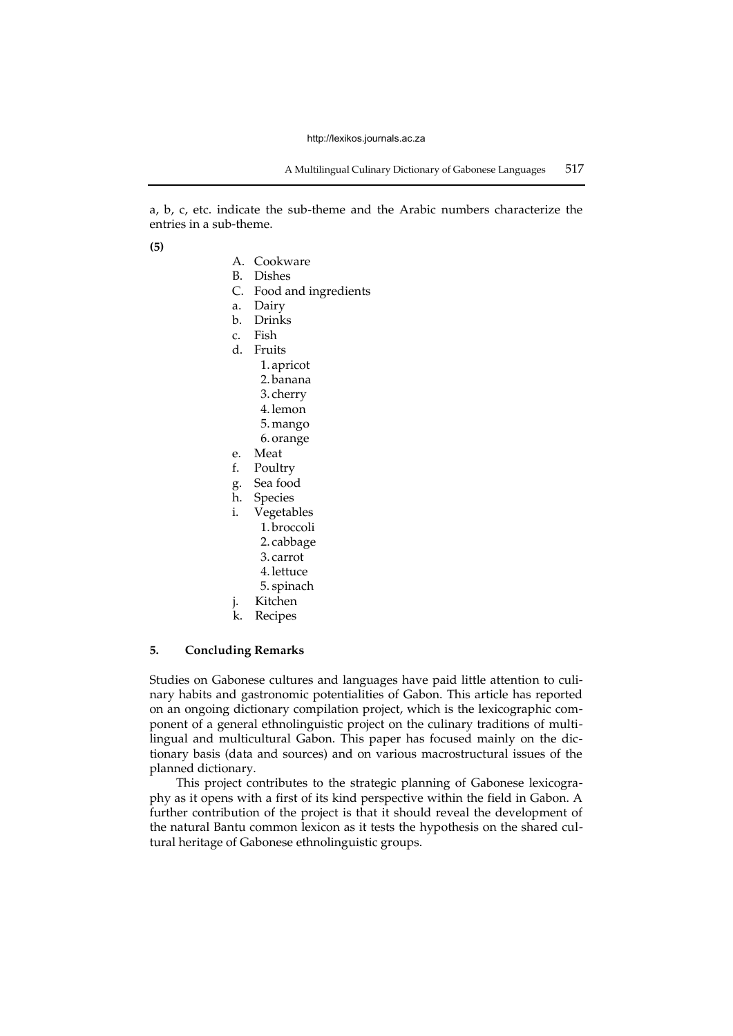a, b, c, etc. indicate the sub-theme and the Arabic numbers characterize the entries in a sub-theme.

**(5)**

A. Cookware
B. Dishes
C. Food and ingredients
a. Dairy
b. Drinks
c. Fish
d. Fruits
    1. apricot
    2. banana
    3. cherry
    4. lemon
    5. mango
    6. orange
e. Meat
f. Poultry
g. Sea food
h. Species
i. Vegetables
    1. broccoli
    2. cabbage
    3. carrot
    4. lettuce
    5. spinach
j. Kitchen
k. Recipes

## 5. Concluding Remarks

Studies on Gabonese cultures and languages have paid little attention to culinary habits and gastronomic potentialities of Gabon. This article has reported on an ongoing dictionary compilation project, which is the lexicographic component of a general ethnolinguistic project on the culinary traditions of multilingual and multicultural Gabon. This paper has focused mainly on the dictionary basis (data and sources) and on various macrostructural issues of the planned dictionary.

This project contributes to the strategic planning of Gabonese lexicography as it opens with a first of its kind perspective within the field in Gabon. A further contribution of the project is that it should reveal the development of the natural Bantu common lexicon as it tests the hypothesis on the shared cultural heritage of Gabonese ethnolinguistic groups.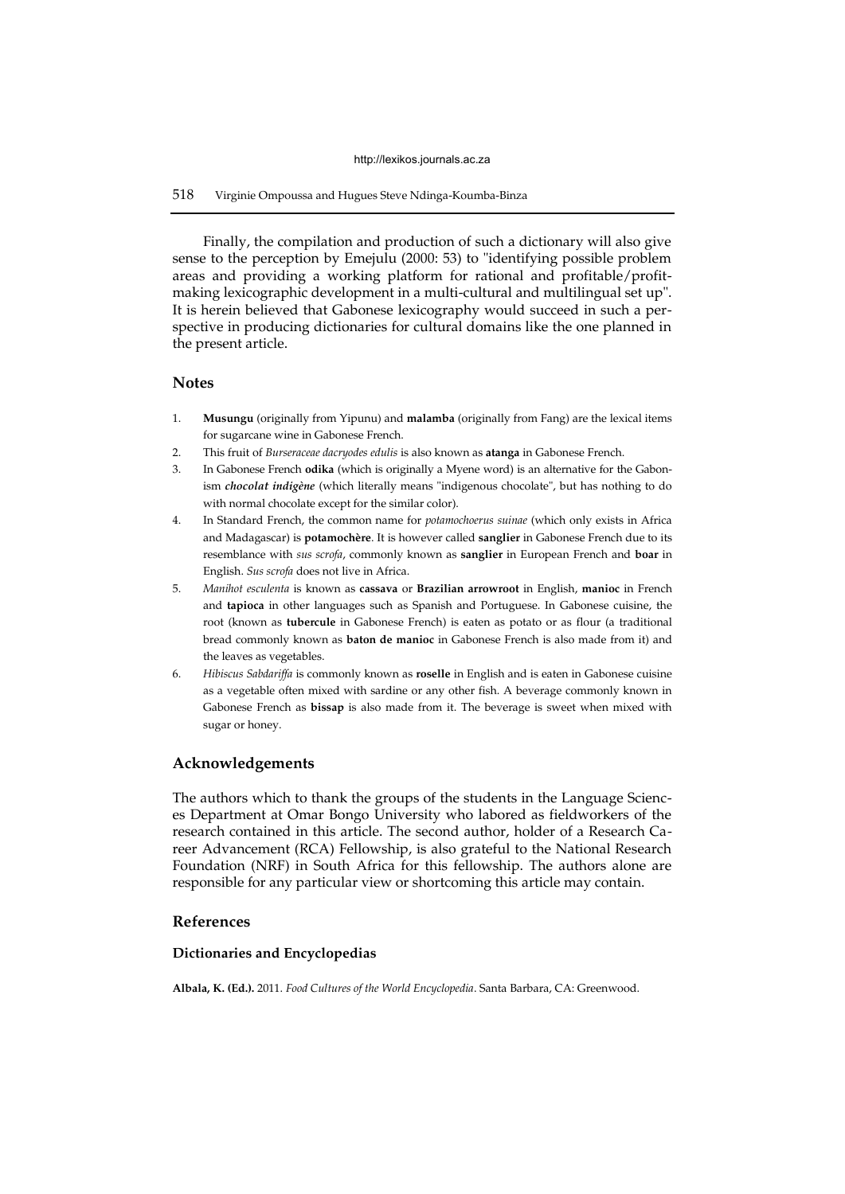Finally, the compilation and production of such a dictionary will also give sense to the perception by Emejulu (2000: 53) to "identifying possible problem areas and providing a working platform for rational and profitable/profit-making lexicographic development in a multi-cultural and multilingual set up". It is herein believed that Gabonese lexicography would succeed in such a perspective in producing dictionaries for cultural domains like the one planned in the present article.

## Notes

1. **Musungu** (originally from Yipunu) and **malamba** (originally from Fang) are the lexical items for sugarcane wine in Gabonese French.
2. This fruit of *Burseraceae dacryodes edulis* is also known as **atanga** in Gabonese French.
3. In Gabonese French **odika** (which is originally a Myene word) is an alternative for the Gabonism ***chocolat indigène*** (which literally means "indigenous chocolate", but has nothing to do with normal chocolate except for the similar color).
4. In Standard French, the common name for *potamochoerus suinae* (which only exists in Africa and Madagascar) is **potamochère**. It is however called **sanglier** in Gabonese French due to its resemblance with *sus scrofa*, commonly known as **sanglier** in European French and **boar** in English. *Sus scrofa* does not live in Africa.
5. *Manihot esculenta* is known as **cassava** or **Brazilian arrowroot** in English, **manioc** in French and **tapioca** in other languages such as Spanish and Portuguese. In Gabonese cuisine, the root (known as **tubercule** in Gabonese French) is eaten as potato or as flour (a traditional bread commonly known as **baton de manioc** in Gabonese French is also made from it) and the leaves as vegetables.
6. *Hibiscus Sabdariffa* is commonly known as **roselle** in English and is eaten in Gabonese cuisine as a vegetable often mixed with sardine or any other fish. A beverage commonly known in Gabonese French as **bissap** is also made from it. The beverage is sweet when mixed with sugar or honey.

## Acknowledgements

The authors which to thank the groups of the students in the Language Sciences Department at Omar Bongo University who labored as fieldworkers of the research contained in this article. The second author, holder of a Research Career Advancement (RCA) Fellowship, is also grateful to the National Research Foundation (NRF) in South Africa for this fellowship. The authors alone are responsible for any particular view or shortcoming this article may contain.

## References

### Dictionaries and Encyclopedias

**Albala, K. (Ed.).** 2011. *Food Cultures of the World Encyclopedia*. Santa Barbara, CA: Greenwood.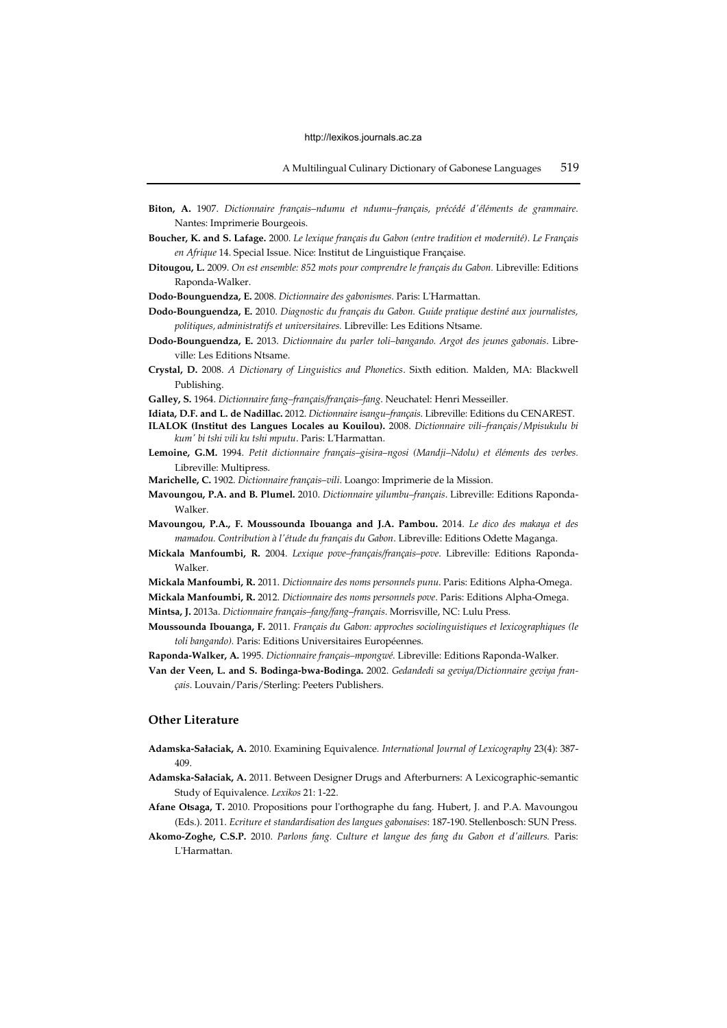**Biton, A.** 1907. *Dictionnaire français–ndumu et ndumu–français, précédé d'éléments de grammaire.* Nantes: Imprimerie Bourgeois.

**Boucher, K. and S. Lafage.** 2000. *Le lexique français du Gabon (entre tradition et modernité). Le Français en Afrique* 14. Special Issue. Nice: Institut de Linguistique Française.

**Ditougou, L.** 2009. *On est ensemble: 852 mots pour comprendre le français du Gabon.* Libreville: Editions Raponda-Walker.

**Dodo-Bounguendza, E.** 2008. *Dictionnaire des gabonismes.* Paris: L'Harmattan.

**Dodo-Bounguendza, E.** 2010. *Diagnostic du français du Gabon. Guide pratique destiné aux journalistes, politiques, administratifs et universitaires.* Libreville: Les Editions Ntsame.

**Dodo-Bounguendza, E.** 2013. *Dictionnaire du parler toli–bangando. Argot des jeunes gabonais*. Libreville: Les Editions Ntsame.

**Crystal, D.** 2008. *A Dictionary of Linguistics and Phonetics*. Sixth edition. Malden, MA: Blackwell Publishing.

**Galley, S.** 1964. *Dictionnaire fang–français/français–fang*. Neuchatel: Henri Messeiller.

**Idiata, D.F. and L. de Nadillac.** 2012. *Dictionnaire isangu–français.* Libreville: Editions du CENAREST.

**ILALOK (Institut des Langues Locales au Kouilou).** 2008. *Dictionnaire vili–français/Mpisukulu bi kum' bi tshi vili ku tshi mputu*. Paris: L'Harmattan.

**Lemoine, G.M.** 1994. *Petit dictionnaire français–gisira–ngosi (Mandji–Ndolu) et éléments des verbes.* Libreville: Multipress.

**Marichelle, C.** 1902. *Dictionnaire français–vili*. Loango: Imprimerie de la Mission.

**Mavoungou, P.A. and B. Plumel.** 2010. *Dictionnaire yilumbu–français*. Libreville: Editions Raponda-Walker.

**Mavoungou, P.A., F. Moussounda Ibouanga and J.A. Pambou.** 2014. *Le dico des makaya et des mamadou. Contribution à l'étude du français du Gabon*. Libreville: Editions Odette Maganga.

**Mickala Manfoumbi, R.** 2004. *Lexique pove–français/français–pove*. Libreville: Editions Raponda-Walker.

**Mickala Manfoumbi, R.** 2011. *Dictionnaire des noms personnels punu*. Paris: Editions Alpha-Omega.

**Mickala Manfoumbi, R.** 2012. *Dictionnaire des noms personnels pove*. Paris: Editions Alpha-Omega.

**Mintsa, J.** 2013a. *Dictionnaire français–fang/fang–français*. Morrisville, NC: Lulu Press.

**Moussounda Ibouanga, F.** 2011. *Français du Gabon: approches sociolinguistiques et lexicographiques (le toli bangando).* Paris: Editions Universitaires Européennes.

**Raponda-Walker, A.** 1995. *Dictionnaire français–mpongwé*. Libreville: Editions Raponda-Walker.

**Van der Veen, L. and S. Bodinga-bwa-Bodinga.** 2002. *Gedandedi sa geviya/Dictionnaire geviya français*. Louvain/Paris/Sterling: Peeters Publishers.

## Other Literature

**Adamska-Sałaciak, A.** 2010. Examining Equivalence. *International Journal of Lexicography* 23(4): 387-409.

**Adamska-Sałaciak, A.** 2011. Between Designer Drugs and Afterburners: A Lexicographic-semantic Study of Equivalence. *Lexikos* 21: 1-22.

**Afane Otsaga, T.** 2010. Propositions pour l'orthographe du fang. Hubert, J. and P.A. Mavoungou (Eds.). 2011. *Ecriture et standardisation des langues gabonaises*: 187-190. Stellenbosch: SUN Press.

**Akomo-Zoghe, C.S.P.** 2010. *Parlons fang. Culture et langue des fang du Gabon et d'ailleurs.* Paris: L'Harmattan.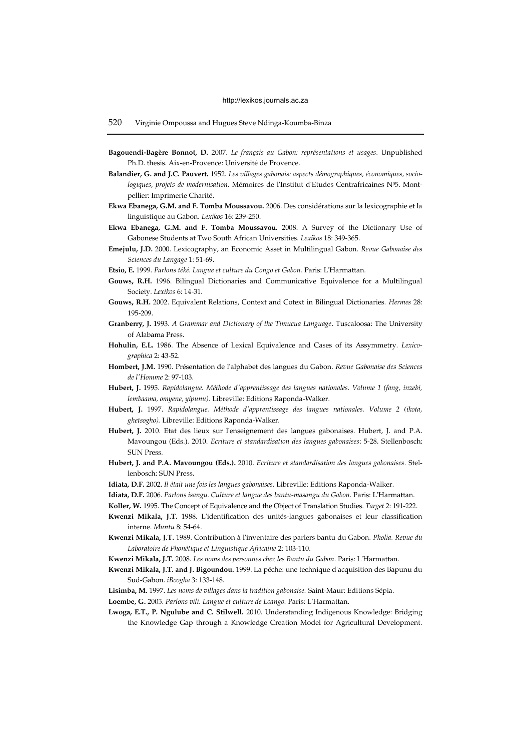**Bagouendi-Bagère Bonnot, D.** 2007. *Le français au Gabon: représentations et usages*. Unpublished Ph.D. thesis. Aix-en-Provence: Université de Provence.

**Balandier, G. and J.C. Pauvert.** 1952. *Les villages gabonais: aspects démographiques, économiques, sociologiques, projets de modernisation*. Mémoires de l'Institut d'Etudes Centrafricaines N°5. Montpellier: Imprimerie Charité.

**Ekwa Ebanega, G.M. and F. Tomba Moussavou.** 2006. Des considérations sur la lexicographie et la linguistique au Gabon. *Lexikos* 16: 239-250.

**Ekwa Ebanega, G.M. and F. Tomba Moussavou.** 2008. A Survey of the Dictionary Use of Gabonese Students at Two South African Universities. *Lexikos* 18: 349-365.

**Emejulu, J.D.** 2000. Lexicography, an Economic Asset in Multilingual Gabon. *Revue Gabonaise des Sciences du Langage* 1: 51-69.

**Etsio, E.** 1999. *Parlons téké. Langue et culture du Congo et Gabon.* Paris: L'Harmattan.

**Gouws, R.H.** 1996. Bilingual Dictionaries and Communicative Equivalence for a Multilingual Society. *Lexikos* 6: 14-31.

**Gouws, R.H.** 2002. Equivalent Relations, Context and Cotext in Bilingual Dictionaries. *Hermes* 28: 195-209.

**Granberry, J.** 1993. *A Grammar and Dictionary of the Timucua Language*. Tuscaloosa: The University of Alabama Press.

**Hohulin, E.L.** 1986. The Absence of Lexical Equivalence and Cases of its Assymmetry. *Lexicographica* 2: 43-52.

**Hombert, J.M.** 1990. Présentation de l'alphabet des langues du Gabon. *Revue Gabonaise des Sciences de l'Homme* 2: 97-103.

**Hubert, J.** 1995. *Rapidolangue. Méthode d'apprentissage des langues nationales. Volume 1 (fang, inzebi, lembaama, omyene, yipunu).* Libreville: Editions Raponda-Walker.

**Hubert, J.** 1997. *Rapidolangue. Méthode d'apprentissage des langues nationales. Volume 2 (ikota, ghetsogho).* Libreville: Editions Raponda-Walker.

**Hubert, J.** 2010. Etat des lieux sur l'enseignement des langues gabonaises. Hubert, J. and P.A. Mavoungou (Eds.). 2010. *Ecriture et standardisation des langues gabonaises*: 5-28. Stellenbosch: SUN Press.

**Hubert, J. and P.A. Mavoungou (Eds.).** 2010. *Ecriture et standardisation des langues gabonaises*. Stellenbosch: SUN Press.

**Idiata, D.F.** 2002. *Il était une fois les langues gabonaises*. Libreville: Editions Raponda-Walker.

**Idiata, D.F.** 2006. *Parlons isangu. Culture et langue des bantu-masangu du Gabon.* Paris: L'Harmattan.

**Koller, W.** 1995. The Concept of Equivalence and the Object of Translation Studies. *Target* 2: 191-222.

**Kwenzi Mikala, J.T.** 1988. L'identification des unités-langues gabonaises et leur classification interne. *Muntu* 8: 54-64.

**Kwenzi Mikala, J.T.** 1989. Contribution à l'inventaire des parlers bantu du Gabon. *Pholia. Revue du Laboratoire de Phonétique et Linguistique Africaine* 2: 103-110.

**Kwenzi Mikala, J.T.** 2008. *Les noms des personnes chez les Bantu du Gabon*. Paris: L'Harmattan.

**Kwenzi Mikala, J.T. and J. Bigoundou.** 1999. La pêche: une technique d'acquisition des Bapunu du Sud-Gabon. *iBoogha* 3: 133-148.

**Lisimba, M.** 1997. *Les noms de villages dans la tradition gabonaise.* Saint-Maur: Editions Sépia.

**Loembe, G.** 2005. *Parlons vili. Langue et culture de Loango.* Paris: L'Harmattan.

**Lwoga, E.T., P. Ngulube and C. Stilwell.** 2010. Understanding Indigenous Knowledge: Bridging the Knowledge Gap through a Knowledge Creation Model for Agricultural Development.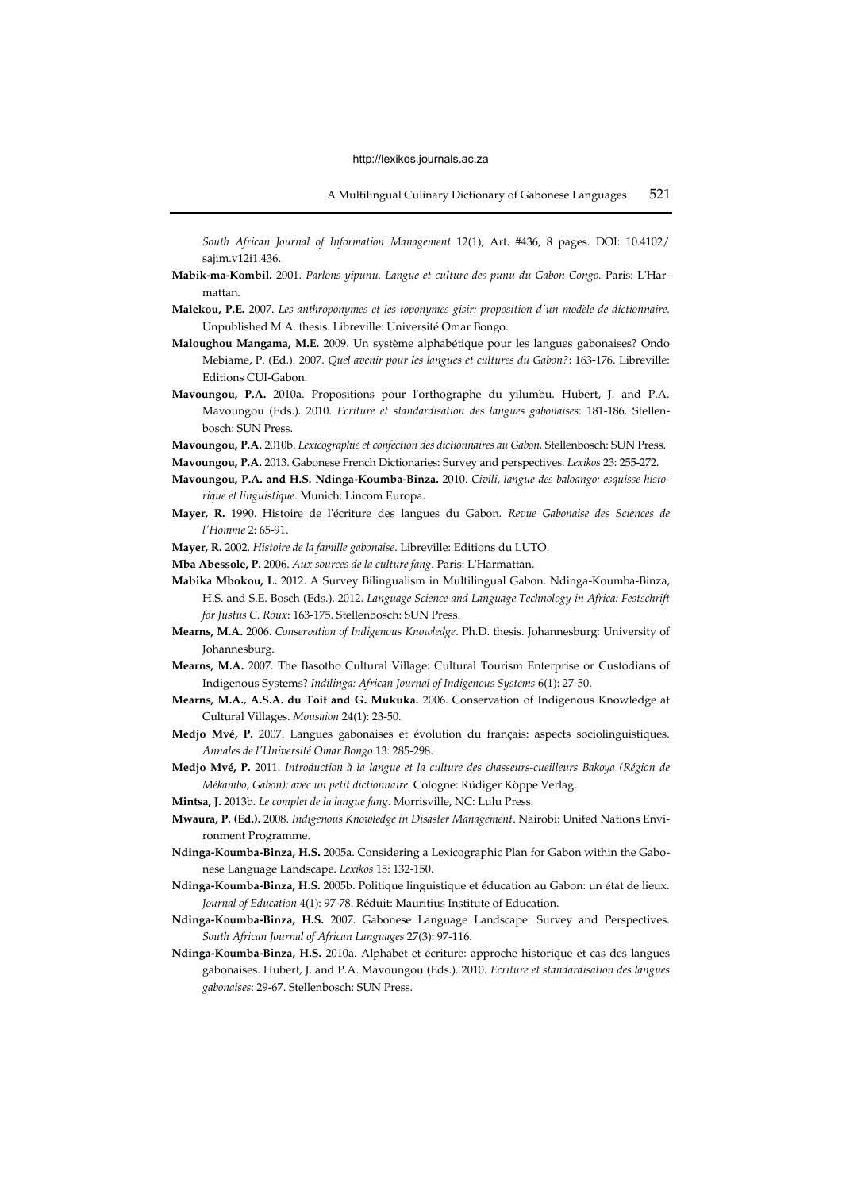*South African Journal of Information Management* 12(1), Art. #436, 8 pages. DOI: 10.4102/sajim.v12i1.436.

**Mabik-ma-Kombil.** 2001. *Parlons yipunu. Langue et culture des punu du Gabon-Congo.* Paris: L'Harmattan.

**Malekou, P.E.** 2007. *Les anthroponymes et les toponymes gisir: proposition d'un modèle de dictionnaire.* Unpublished M.A. thesis. Libreville: Université Omar Bongo.

**Maloughou Mangama, M.E.** 2009. Un système alphabétique pour les langues gabonaises? Ondo Mebiame, P. (Ed.). 2007. *Quel avenir pour les langues et cultures du Gabon?*: 163-176. Libreville: Editions CUI-Gabon.

**Mavoungou, P.A.** 2010a. Propositions pour l'orthographe du yilumbu. Hubert, J. and P.A. Mavoungou (Eds.). 2010. *Ecriture et standardisation des langues gabonaises*: 181-186. Stellenbosch: SUN Press.

**Mavoungou, P.A.** 2010b. *Lexicographie et confection des dictionnaires au Gabon.* Stellenbosch: SUN Press.

**Mavoungou, P.A.** 2013. Gabonese French Dictionaries: Survey and perspectives. *Lexikos* 23: 255-272.

**Mavoungou, P.A. and H.S. Ndinga-Koumba-Binza.** 2010. *Civili, langue des baloango: esquisse historique et linguistique*. Munich: Lincom Europa.

**Mayer, R.** 1990. Histoire de l'écriture des langues du Gabon. *Revue Gabonaise des Sciences de l'Homme* 2: 65-91.

**Mayer, R.** 2002. *Histoire de la famille gabonaise*. Libreville: Editions du LUTO.

**Mba Abessole, P.** 2006. *Aux sources de la culture fang*. Paris: L'Harmattan.

**Mabika Mbokou, L.** 2012. A Survey Bilingualism in Multilingual Gabon. Ndinga-Koumba-Binza, H.S. and S.E. Bosch (Eds.). 2012. *Language Science and Language Technology in Africa: Festschrift for Justus C. Roux*: 163-175. Stellenbosch: SUN Press.

**Mearns, M.A.** 2006. *Conservation of Indigenous Knowledge*. Ph.D. thesis. Johannesburg: University of Johannesburg.

**Mearns, M.A.** 2007. The Basotho Cultural Village: Cultural Tourism Enterprise or Custodians of Indigenous Systems? *Indilinga: African Journal of Indigenous Systems* 6(1): 27-50.

**Mearns, M.A., A.S.A. du Toit and G. Mukuka.** 2006. Conservation of Indigenous Knowledge at Cultural Villages. *Mousaion* 24(1): 23-50.

**Medjo Mvé, P.** 2007. Langues gabonaises et évolution du français: aspects sociolinguistiques. *Annales de l'Université Omar Bongo* 13: 285-298.

**Medjo Mvé, P.** 2011. *Introduction à la langue et la culture des chasseurs-cueilleurs Bakoya (Région de Mékambo, Gabon): avec un petit dictionnaire.* Cologne: Rüdiger Köppe Verlag.

**Mintsa, J.** 2013b. *Le complet de la langue fang*. Morrisville, NC: Lulu Press.

**Mwaura, P. (Ed.).** 2008. *Indigenous Knowledge in Disaster Management*. Nairobi: United Nations Environment Programme.

**Ndinga-Koumba-Binza, H.S.** 2005a. Considering a Lexicographic Plan for Gabon within the Gabonese Language Landscape. *Lexikos* 15: 132-150.

**Ndinga-Koumba-Binza, H.S.** 2005b. Politique linguistique et éducation au Gabon: un état de lieux. *Journal of Education* 4(1): 97-78. Réduit: Mauritius Institute of Education.

**Ndinga-Koumba-Binza, H.S.** 2007. Gabonese Language Landscape: Survey and Perspectives. *South African Journal of African Languages* 27(3): 97-116.

**Ndinga-Koumba-Binza, H.S.** 2010a. Alphabet et écriture: approche historique et cas des langues gabonaises. Hubert, J. and P.A. Mavoungou (Eds.). 2010. *Ecriture et standardisation des langues gabonaises*: 29-67. Stellenbosch: SUN Press.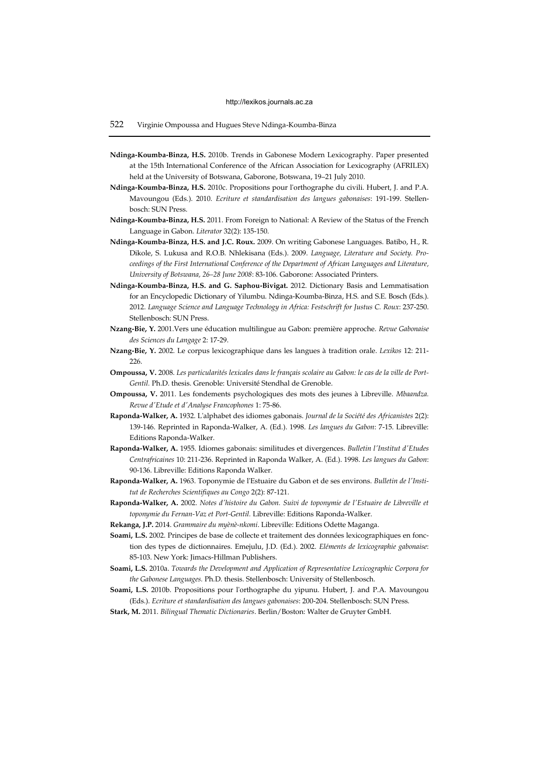**Ndinga-Koumba-Binza, H.S.** 2010b. Trends in Gabonese Modern Lexicography. Paper presented at the 15th International Conference of the African Association for Lexicography (AFRILEX) held at the University of Botswana, Gaborone, Botswana, 19–21 July 2010.

**Ndinga-Koumba-Binza, H.S.** 2010c. Propositions pour l'orthographe du civili. Hubert, J. and P.A. Mavoungou (Eds.). 2010. *Ecriture et standardisation des langues gabonaises*: 191-199. Stellenbosch: SUN Press.

**Ndinga-Koumba-Binza, H.S.** 2011. From Foreign to National: A Review of the Status of the French Language in Gabon. *Literator* 32(2): 135-150.

**Ndinga-Koumba-Binza, H.S. and J.C. Roux.** 2009. On writing Gabonese Languages. Batibo, H., R. Dikole, S. Lukusa and R.O.B. Nhlekisana (Eds.). 2009. *Language, Literature and Society. Proceedings of the First International Conference of the Department of African Languages and Literature, University of Botswana, 26–28 June 2008*: 83-106. Gaborone: Associated Printers.

**Ndinga-Koumba-Binza, H.S. and G. Saphou-Bivigat.** 2012. Dictionary Basis and Lemmatisation for an Encyclopedic Dictionary of Yilumbu. Ndinga-Koumba-Binza, H.S. and S.E. Bosch (Eds.). 2012. *Language Science and Language Technology in Africa: Festschrift for Justus C. Roux*: 237-250. Stellenbosch: SUN Press.

**Nzang-Bie, Y.** 2001.Vers une éducation multilingue au Gabon: première approche. *Revue Gabonaise des Sciences du Langage* 2: 17-29.

**Nzang-Bie, Y.** 2002. Le corpus lexicographique dans les langues à tradition orale. *Lexikos* 12: 211-226.

**Ompoussa, V.** 2008. *Les particularités lexicales dans le français scolaire au Gabon: le cas de la ville de Port-Gentil.* Ph.D. thesis. Grenoble: Université Stendhal de Grenoble.

**Ompoussa, V.** 2011. Les fondements psychologiques des mots des jeunes à Libreville. *Mbaandza. Revue d'Etude et d'Analyse Francophones* 1: 75-86.

**Raponda-Walker, A.** 1932. L'alphabet des idiomes gabonais. *Journal de la Société des Africanistes* 2(2): 139-146. Reprinted in Raponda-Walker, A. (Ed.). 1998. *Les langues du Gabon*: 7-15. Libreville: Editions Raponda-Walker.

**Raponda-Walker, A.** 1955. Idiomes gabonais: similitudes et divergences. *Bulletin l'Institut d'Etudes Centrafricaines* 10: 211-236. Reprinted in Raponda Walker, A. (Ed.). 1998. *Les langues du Gabon*: 90-136. Libreville: Editions Raponda Walker.

**Raponda-Walker, A.** 1963. Toponymie de l'Estuaire du Gabon et de ses environs. *Bulletin de l'Institut de Recherches Scientifiques au Congo* 2(2): 87-121.

**Raponda-Walker, A.** 2002. *Notes d'histoire du Gabon. Suivi de toponymie de l'Estuaire de Libreville et toponymie du Fernan-Vaz et Port-Gentil.* Libreville: Editions Raponda-Walker.

**Rekanga, J.P.** 2014. *Grammaire du myènè-nkomi*. Libreville: Editions Odette Maganga.

**Soami, L.S.** 2002. Principes de base de collecte et traitement des données lexicographiques en fonction des types de dictionnaires. Emejulu, J.D. (Ed.). 2002. *Eléments de lexicographie gabonaise*: 85-103. New York: Jimacs-Hillman Publishers.

**Soami, L.S.** 2010a. *Towards the Development and Application of Representative Lexicographic Corpora for the Gabonese Languages.* Ph.D. thesis. Stellenbosch: University of Stellenbosch.

**Soami, L.S.** 2010b. Propositions pour l'orthographe du yipunu. Hubert, J. and P.A. Mavoungou (Eds.). *Ecriture et standardisation des langues gabonaises*: 200-204. Stellenbosch: SUN Press.

**Stark, M.** 2011. *Bilingual Thematic Dictionaries*. Berlin/Boston: Walter de Gruyter GmbH.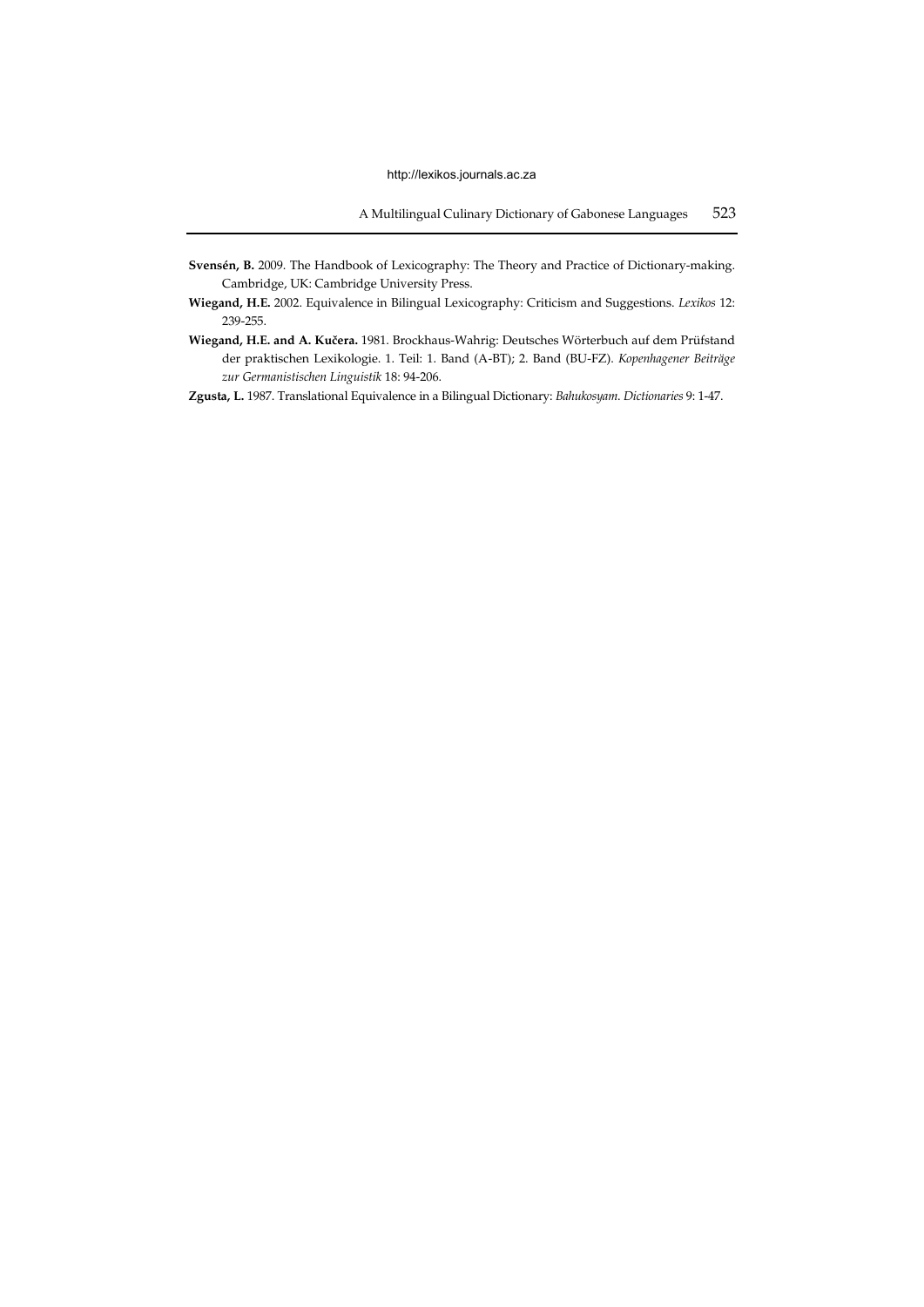**Svensén, B.** 2009. The Handbook of Lexicography: The Theory and Practice of Dictionary-making. Cambridge, UK: Cambridge University Press.

**Wiegand, H.E.** 2002. Equivalence in Bilingual Lexicography: Criticism and Suggestions. *Lexikos* 12: 239-255.

**Wiegand, H.E. and A. Kučera.** 1981. Brockhaus-Wahrig: Deutsches Wörterbuch auf dem Prüfstand der praktischen Lexikologie. 1. Teil: 1. Band (A-BT); 2. Band (BU-FZ). *Kopenhagener Beiträge zur Germanistischen Linguistik* 18: 94-206.

**Zgusta, L.** 1987. Translational Equivalence in a Bilingual Dictionary: *Bahukosyam*. *Dictionaries* 9: 1-47.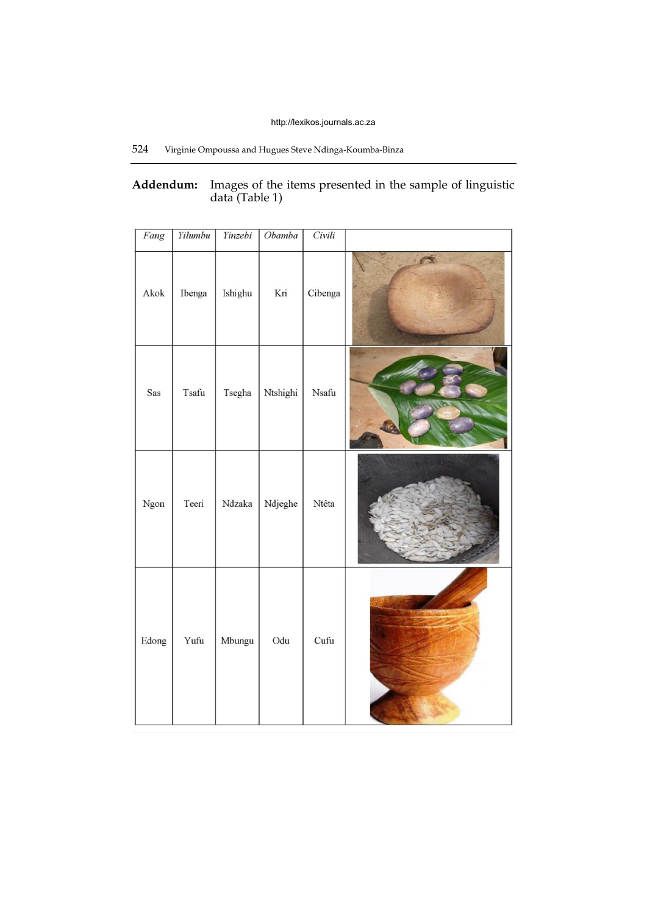**Addendum:** Images of the items presented in the sample of linguistic data (Table 1)

| *Fang* | *Yilumbu* | *Yinzebi* | *Obamba* | *Civili* | |
|---|---|---|---|---|---|
| Akok | Ibenga | Ishighu | Kri | Cibenga | |
| Sas | Tsafu | Tsegha | Ntshighi | Nsafu | |
| Ngon | Teeri | Ndzaka | Ndjeghe | Ntêta | |
| Edong | Yufu | Mbungu | Odu | Cufu | |